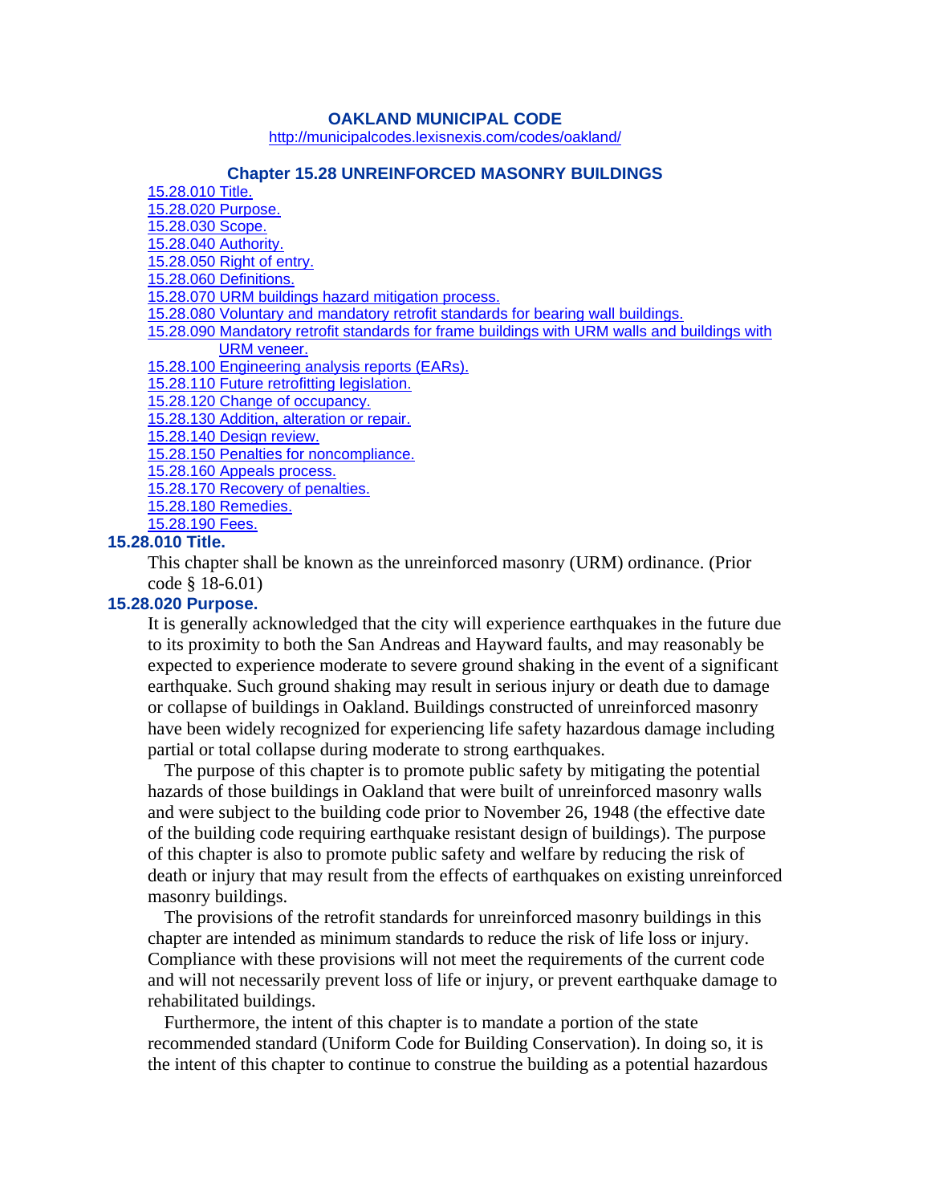# OAKLAND MUNICIPAL CODE

http://municipalcodes.lexisnexis.com/codes/oakland/

## Chapter 15.28 UNREINFORCED MASONRY BUILDINGS

- 15.28.010 Title.
- 15.28.020 Purpose.
- 15.28.030 Scope.
- 15.28.040 Authority.
- 15.28.050 Right of entry.
- 15.28.060 Definitions.
- 15.28.070 URM buildings hazard mitigation process.
- 15.28.080 Voluntary and mandatory retrofit standards for bearing wall buildings.
- 15.28.090 Mandatory retrofit standards for frame buildings with URM walls and buildings with URM veneer.
- 15.28.100 Engineering analysis reports (EARs).
- 15.28.110 Future retrofitting legislation.
- 15.28.120 Change of occupancy.
- 15.28.130 Addition, alteration or repair.
- 15.28.140 Design review.
- 15.28.150 Penalties for noncompliance.
- 15.28.160 Appeals process.
- 15.28.170 Recovery of penalties.
- 15.28.180 Remedies.
- 15.28.190 Fees.

### 15.28.010 Title.

This chapter shall be known as the unreinforced masonry (URM) ordinance. (Prior code § 18-6.01)

### 15.28.020 Purpose.

It is generally acknowledged that the city will experience earthquakes in the future due to its proximity to both the San Andreas and Hayward faults, and may reasonably be expected to experience moderate to severe ground shaking in the event of a significant earthquake. Such ground shaking may result in serious injury or death due to damage or collapse of buildings in Oakland. Buildings constructed of unreinforced masonry have been widely recognized for experiencing life safety hazardous damage including partial or total collapse during moderate to strong earthquakes.

The purpose of this chapter is to promote public safety by mitigating the potential hazards of those buildings in Oakland that were built of unreinforced masonry walls and were subject to the building code prior to November 26, 1948 (the effective date of the building code requiring earthquake resistant design of buildings). The purpose of this chapter is also to promote public safety and welfare by reducing the risk of death or injury that may result from the effects of earthquakes on existing unreinforced masonry buildings.

The provisions of the retrofit standards for unreinforced masonry buildings in this chapter are intended as minimum standards to reduce the risk of life loss or injury. Compliance with these provisions will not meet the requirements of the current code and will not necessarily prevent loss of life or injury, or prevent earthquake damage to rehabilitated buildings.

Furthermore, the intent of this chapter is to mandate a portion of the state recommended standard (Uniform Code for Building Conservation). In doing so, it is the intent of this chapter to continue to construe the building as a potential hazardous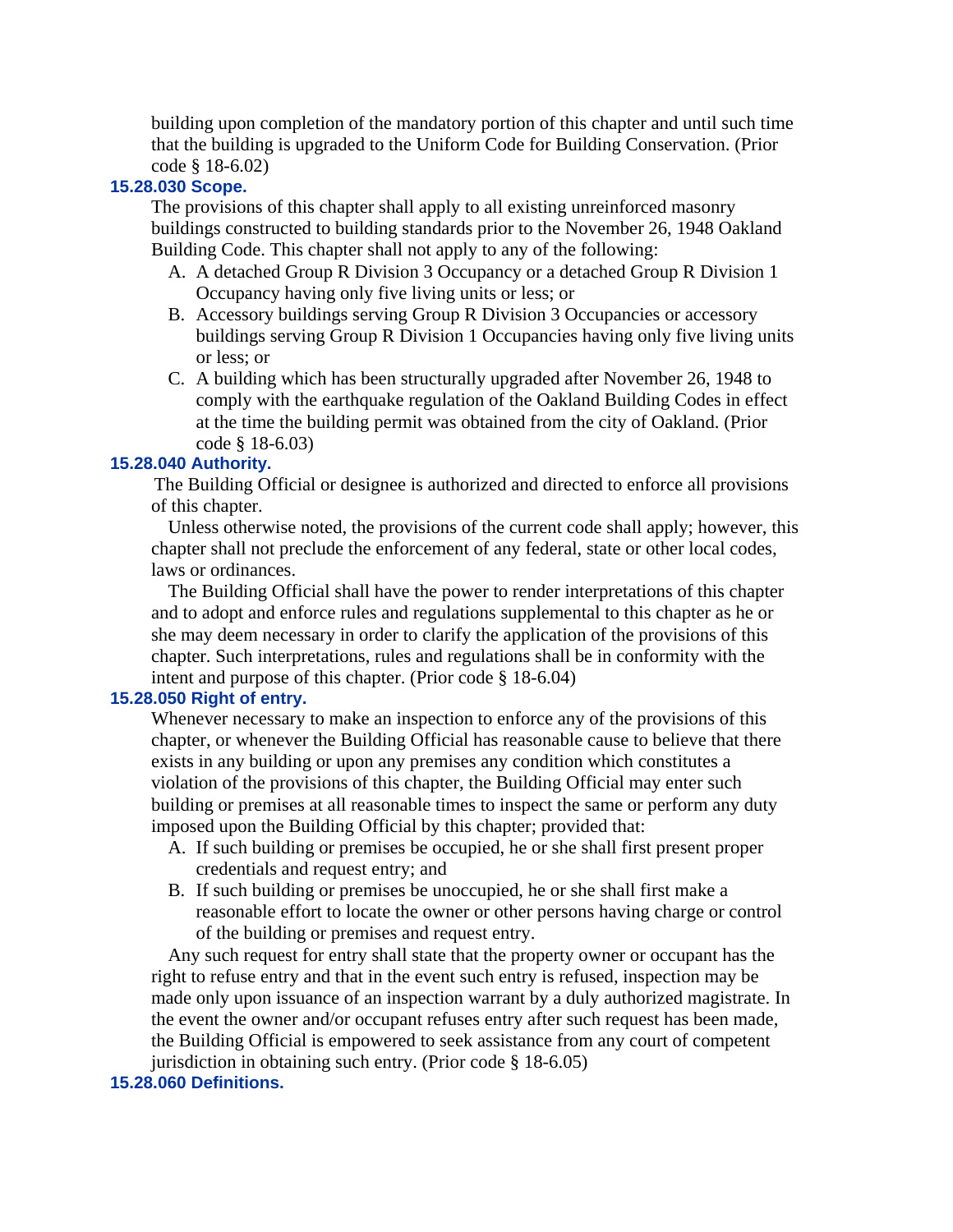building upon completion of the mandatory portion of this chapter and until such time that the building is upgraded to the Uniform Code for Building Conservation. (Prior code § 18-6.02)

### 15.28.030 Scope.

The provisions of this chapter shall apply to all existing unreinforced masonry buildings constructed to building standards prior to the November 26, 1948 Oakland Building Code. This chapter shall not apply to any of the following:

A. A detached Group R Division 3 Occupancy or a detached Group R Division 1 Occupancy having only five living units or less; or

B. Accessory buildings serving Group R Division 3 Occupancies or accessory buildings serving Group R Division 1 Occupancies having only five living units or less; or

C. A building which has been structurally upgraded after November 26, 1948 to comply with the earthquake regulation of the Oakland Building Codes in effect at the time the building permit was obtained from the city of Oakland. (Prior code § 18-6.03)

### 15.28.040 Authority.

The Building Official or designee is authorized and directed to enforce all provisions of this chapter.

Unless otherwise noted, the provisions of the current code shall apply; however, this chapter shall not preclude the enforcement of any federal, state or other local codes, laws or ordinances.

The Building Official shall have the power to render interpretations of this chapter and to adopt and enforce rules and regulations supplemental to this chapter as he or she may deem necessary in order to clarify the application of the provisions of this chapter. Such interpretations, rules and regulations shall be in conformity with the intent and purpose of this chapter. (Prior code § 18-6.04)

### 15.28.050 Right of entry.

Whenever necessary to make an inspection to enforce any of the provisions of this chapter, or whenever the Building Official has reasonable cause to believe that there exists in any building or upon any premises any condition which constitutes a violation of the provisions of this chapter, the Building Official may enter such building or premises at all reasonable times to inspect the same or perform any duty imposed upon the Building Official by this chapter; provided that:

A. If such building or premises be occupied, he or she shall first present proper credentials and request entry; and

B. If such building or premises be unoccupied, he or she shall first make a reasonable effort to locate the owner or other persons having charge or control of the building or premises and request entry.

Any such request for entry shall state that the property owner or occupant has the right to refuse entry and that in the event such entry is refused, inspection may be made only upon issuance of an inspection warrant by a duly authorized magistrate. In the event the owner and/or occupant refuses entry after such request has been made, the Building Official is empowered to seek assistance from any court of competent jurisdiction in obtaining such entry. (Prior code § 18-6.05)

### 15.28.060 Definitions.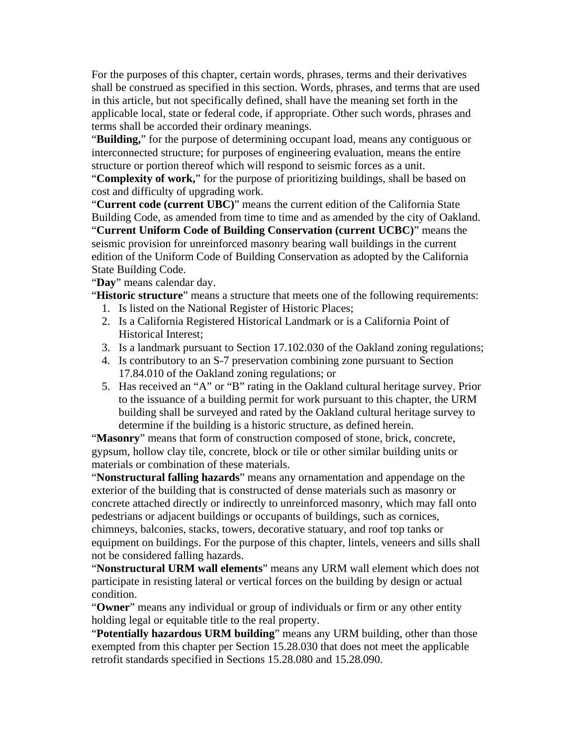For the purposes of this chapter, certain words, phrases, terms and their derivatives shall be construed as specified in this section. Words, phrases, and terms that are used in this article, but not specifically defined, shall have the meaning set forth in the applicable local, state or federal code, if appropriate. Other such words, phrases and terms shall be accorded their ordinary meanings.

"**Building,**" for the purpose of determining occupant load, means any contiguous or interconnected structure; for purposes of engineering evaluation, means the entire structure or portion thereof which will respond to seismic forces as a unit.

"**Complexity of work,**" for the purpose of prioritizing buildings, shall be based on cost and difficulty of upgrading work.

"**Current code (current UBC)**" means the current edition of the California State Building Code, as amended from time to time and as amended by the city of Oakland.

"**Current Uniform Code of Building Conservation (current UCBC)**" means the seismic provision for unreinforced masonry bearing wall buildings in the current edition of the Uniform Code of Building Conservation as adopted by the California State Building Code.

"**Day**" means calendar day.

"**Historic structure**" means a structure that meets one of the following requirements:

1. Is listed on the National Register of Historic Places;
2. Is a California Registered Historical Landmark or is a California Point of Historical Interest;
3. Is a landmark pursuant to Section 17.102.030 of the Oakland zoning regulations;
4. Is contributory to an S-7 preservation combining zone pursuant to Section 17.84.010 of the Oakland zoning regulations; or
5. Has received an "A" or "B" rating in the Oakland cultural heritage survey. Prior to the issuance of a building permit for work pursuant to this chapter, the URM building shall be surveyed and rated by the Oakland cultural heritage survey to determine if the building is a historic structure, as defined herein.

"**Masonry**" means that form of construction composed of stone, brick, concrete, gypsum, hollow clay tile, concrete, block or tile or other similar building units or materials or combination of these materials.

"**Nonstructural falling hazards**" means any ornamentation and appendage on the exterior of the building that is constructed of dense materials such as masonry or concrete attached directly or indirectly to unreinforced masonry, which may fall onto pedestrians or adjacent buildings or occupants of buildings, such as cornices, chimneys, balconies, stacks, towers, decorative statuary, and roof top tanks or equipment on buildings. For the purpose of this chapter, lintels, veneers and sills shall not be considered falling hazards.

"**Nonstructural URM wall elements**" means any URM wall element which does not participate in resisting lateral or vertical forces on the building by design or actual condition.

"**Owner**" means any individual or group of individuals or firm or any other entity holding legal or equitable title to the real property.

"**Potentially hazardous URM building**" means any URM building, other than those exempted from this chapter per Section 15.28.030 that does not meet the applicable retrofit standards specified in Sections 15.28.080 and 15.28.090.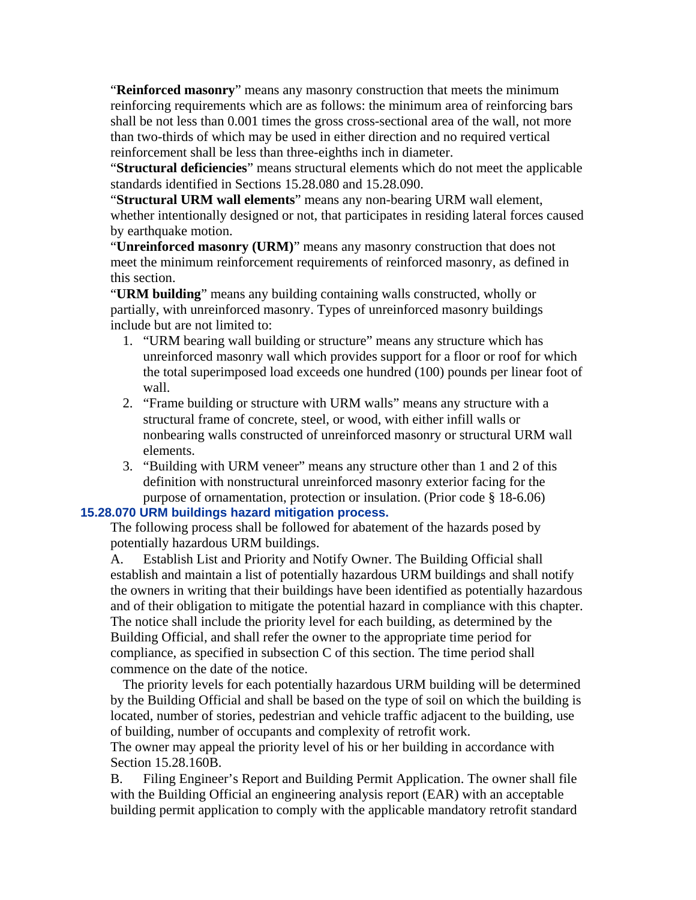"**Reinforced masonry**" means any masonry construction that meets the minimum reinforcing requirements which are as follows: the minimum area of reinforcing bars shall be not less than 0.001 times the gross cross-sectional area of the wall, not more than two-thirds of which may be used in either direction and no required vertical reinforcement shall be less than three-eighths inch in diameter.

"**Structural deficiencies**" means structural elements which do not meet the applicable standards identified in Sections 15.28.080 and 15.28.090.

"**Structural URM wall elements**" means any non-bearing URM wall element, whether intentionally designed or not, that participates in residing lateral forces caused by earthquake motion.

"**Unreinforced masonry (URM)**" means any masonry construction that does not meet the minimum reinforcement requirements of reinforced masonry, as defined in this section.

"**URM building**" means any building containing walls constructed, wholly or partially, with unreinforced masonry. Types of unreinforced masonry buildings include but are not limited to:

1. "URM bearing wall building or structure" means any structure which has unreinforced masonry wall which provides support for a floor or roof for which the total superimposed load exceeds one hundred (100) pounds per linear foot of wall.
2. "Frame building or structure with URM walls" means any structure with a structural frame of concrete, steel, or wood, with either infill walls or nonbearing walls constructed of unreinforced masonry or structural URM wall elements.
3. "Building with URM veneer" means any structure other than 1 and 2 of this definition with nonstructural unreinforced masonry exterior facing for the purpose of ornamentation, protection or insulation. (Prior code § 18-6.06)

### 15.28.070 URM buildings hazard mitigation process.

The following process shall be followed for abatement of the hazards posed by potentially hazardous URM buildings.

A. Establish List and Priority and Notify Owner. The Building Official shall establish and maintain a list of potentially hazardous URM buildings and shall notify the owners in writing that their buildings have been identified as potentially hazardous and of their obligation to mitigate the potential hazard in compliance with this chapter. The notice shall include the priority level for each building, as determined by the Building Official, and shall refer the owner to the appropriate time period for compliance, as specified in subsection C of this section. The time period shall commence on the date of the notice.

The priority levels for each potentially hazardous URM building will be determined by the Building Official and shall be based on the type of soil on which the building is located, number of stories, pedestrian and vehicle traffic adjacent to the building, use of building, number of occupants and complexity of retrofit work.

The owner may appeal the priority level of his or her building in accordance with Section 15.28.160B.

B. Filing Engineer's Report and Building Permit Application. The owner shall file with the Building Official an engineering analysis report (EAR) with an acceptable building permit application to comply with the applicable mandatory retrofit standard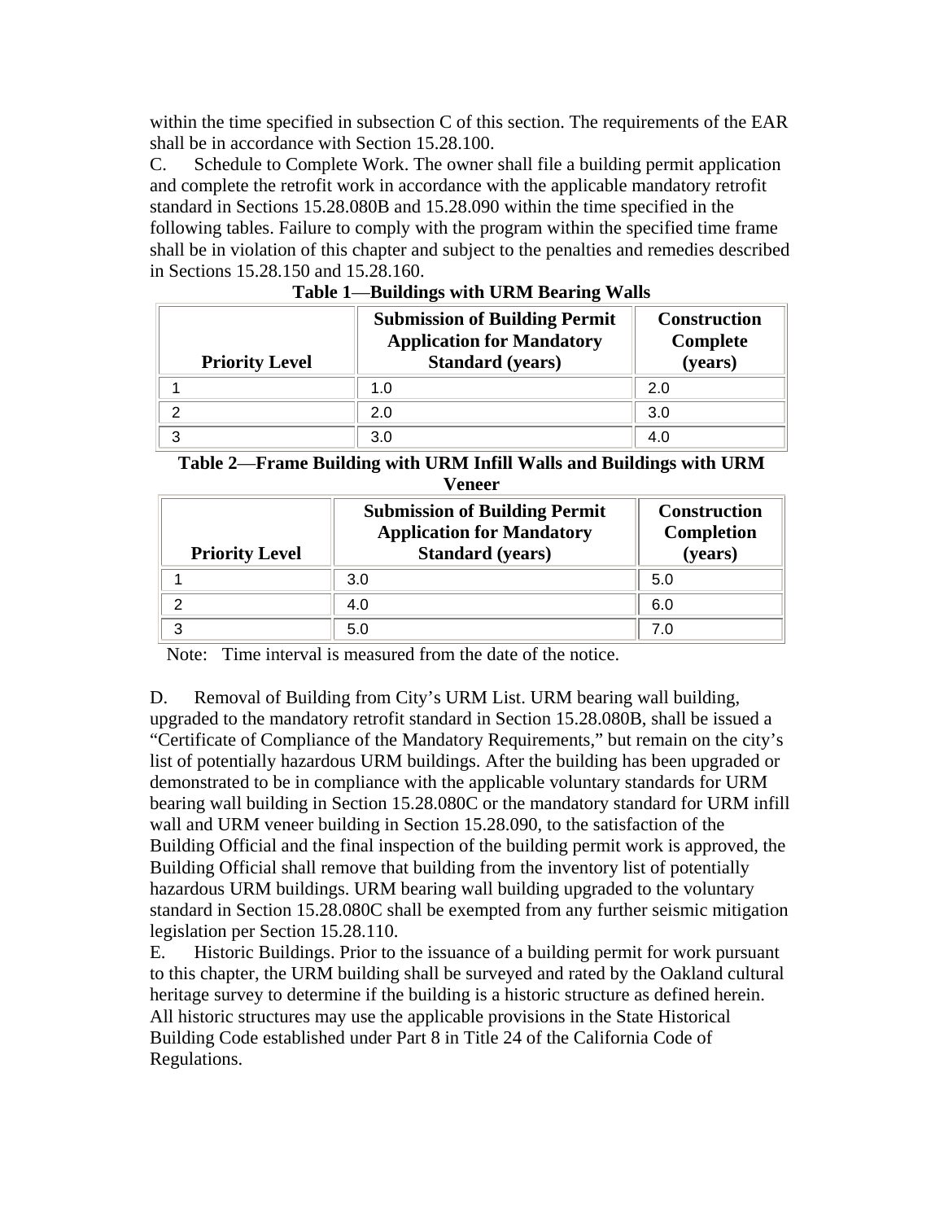within the time specified in subsection C of this section. The requirements of the EAR shall be in accordance with Section 15.28.100.

C. Schedule to Complete Work. The owner shall file a building permit application and complete the retrofit work in accordance with the applicable mandatory retrofit standard in Sections 15.28.080B and 15.28.090 within the time specified in the following tables. Failure to comply with the program within the specified time frame shall be in violation of this chapter and subject to the penalties and remedies described in Sections 15.28.150 and 15.28.160.

**Table 1—Buildings with URM Bearing Walls**

| Priority Level | Submission of Building Permit Application for Mandatory Standard (years) | Construction Complete (years) |
|---|---|---|
| 1 | 1.0 | 2.0 |
| 2 | 2.0 | 3.0 |
| 3 | 3.0 | 4.0 |

**Table 2—Frame Building with URM Infill Walls and Buildings with URM Veneer**

| Priority Level | Submission of Building Permit Application for Mandatory Standard (years) | Construction Completion (years) |
|---|---|---|
| 1 | 3.0 | 5.0 |
| 2 | 4.0 | 6.0 |
| 3 | 5.0 | 7.0 |

Note: Time interval is measured from the date of the notice.

D. Removal of Building from City's URM List. URM bearing wall building, upgraded to the mandatory retrofit standard in Section 15.28.080B, shall be issued a "Certificate of Compliance of the Mandatory Requirements," but remain on the city's list of potentially hazardous URM buildings. After the building has been upgraded or demonstrated to be in compliance with the applicable voluntary standards for URM bearing wall building in Section 15.28.080C or the mandatory standard for URM infill wall and URM veneer building in Section 15.28.090, to the satisfaction of the Building Official and the final inspection of the building permit work is approved, the Building Official shall remove that building from the inventory list of potentially hazardous URM buildings. URM bearing wall building upgraded to the voluntary standard in Section 15.28.080C shall be exempted from any further seismic mitigation legislation per Section 15.28.110.

E. Historic Buildings. Prior to the issuance of a building permit for work pursuant to this chapter, the URM building shall be surveyed and rated by the Oakland cultural heritage survey to determine if the building is a historic structure as defined herein. All historic structures may use the applicable provisions in the State Historical Building Code established under Part 8 in Title 24 of the California Code of Regulations.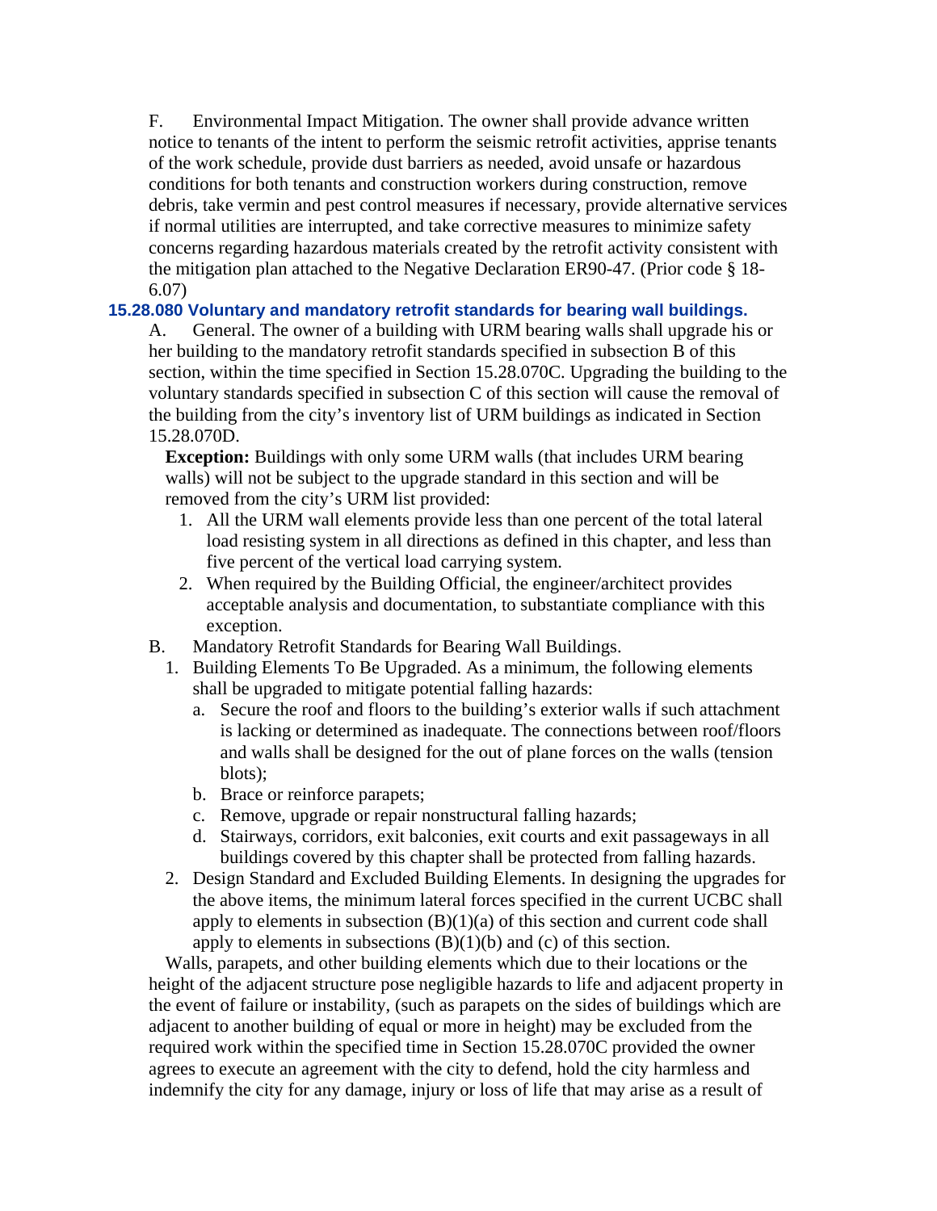F. Environmental Impact Mitigation. The owner shall provide advance written notice to tenants of the intent to perform the seismic retrofit activities, apprise tenants of the work schedule, provide dust barriers as needed, avoid unsafe or hazardous conditions for both tenants and construction workers during construction, remove debris, take vermin and pest control measures if necessary, provide alternative services if normal utilities are interrupted, and take corrective measures to minimize safety concerns regarding hazardous materials created by the retrofit activity consistent with the mitigation plan attached to the Negative Declaration ER90-47. (Prior code § 18-6.07)

### 15.28.080 Voluntary and mandatory retrofit standards for bearing wall buildings.

A. General. The owner of a building with URM bearing walls shall upgrade his or her building to the mandatory retrofit standards specified in subsection B of this section, within the time specified in Section 15.28.070C. Upgrading the building to the voluntary standards specified in subsection C of this section will cause the removal of the building from the city's inventory list of URM buildings as indicated in Section 15.28.070D.

**Exception:** Buildings with only some URM walls (that includes URM bearing walls) will not be subject to the upgrade standard in this section and will be removed from the city's URM list provided:

1. All the URM wall elements provide less than one percent of the total lateral load resisting system in all directions as defined in this chapter, and less than five percent of the vertical load carrying system.
2. When required by the Building Official, the engineer/architect provides acceptable analysis and documentation, to substantiate compliance with this exception.

B. Mandatory Retrofit Standards for Bearing Wall Buildings.

1. Building Elements To Be Upgraded. As a minimum, the following elements shall be upgraded to mitigate potential falling hazards:
   a. Secure the roof and floors to the building's exterior walls if such attachment is lacking or determined as inadequate. The connections between roof/floors and walls shall be designed for the out of plane forces on the walls (tension blots);
   b. Brace or reinforce parapets;
   c. Remove, upgrade or repair nonstructural falling hazards;
   d. Stairways, corridors, exit balconies, exit courts and exit passageways in all buildings covered by this chapter shall be protected from falling hazards.
2. Design Standard and Excluded Building Elements. In designing the upgrades for the above items, the minimum lateral forces specified in the current UCBC shall apply to elements in subsection (B)(1)(a) of this section and current code shall apply to elements in subsections (B)(1)(b) and (c) of this section.

Walls, parapets, and other building elements which due to their locations or the height of the adjacent structure pose negligible hazards to life and adjacent property in the event of failure or instability, (such as parapets on the sides of buildings which are adjacent to another building of equal or more in height) may be excluded from the required work within the specified time in Section 15.28.070C provided the owner agrees to execute an agreement with the city to defend, hold the city harmless and indemnify the city for any damage, injury or loss of life that may arise as a result of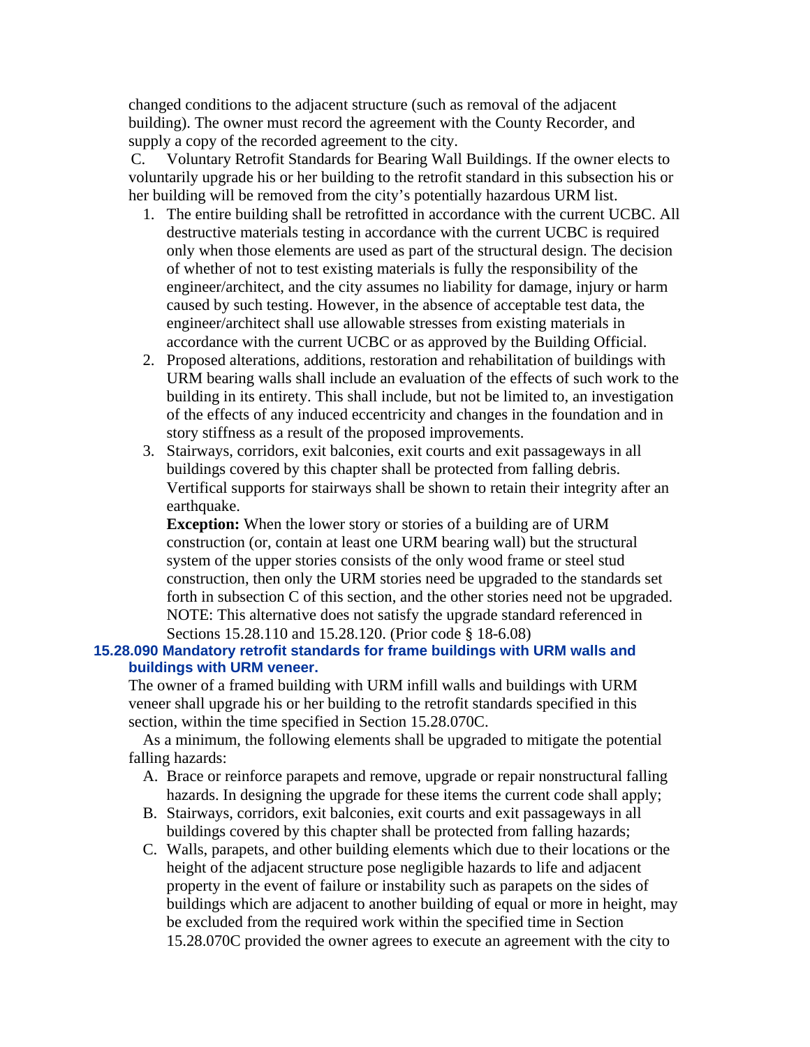changed conditions to the adjacent structure (such as removal of the adjacent building). The owner must record the agreement with the County Recorder, and supply a copy of the recorded agreement to the city.

C. Voluntary Retrofit Standards for Bearing Wall Buildings. If the owner elects to voluntarily upgrade his or her building to the retrofit standard in this subsection his or her building will be removed from the city's potentially hazardous URM list.

1. The entire building shall be retrofitted in accordance with the current UCBC. All destructive materials testing in accordance with the current UCBC is required only when those elements are used as part of the structural design. The decision of whether of not to test existing materials is fully the responsibility of the engineer/architect, and the city assumes no liability for damage, injury or harm caused by such testing. However, in the absence of acceptable test data, the engineer/architect shall use allowable stresses from existing materials in accordance with the current UCBC or as approved by the Building Official.
2. Proposed alterations, additions, restoration and rehabilitation of buildings with URM bearing walls shall include an evaluation of the effects of such work to the building in its entirety. This shall include, but not be limited to, an investigation of the effects of any induced eccentricity and changes in the foundation and in story stiffness as a result of the proposed improvements.
3. Stairways, corridors, exit balconies, exit courts and exit passageways in all buildings covered by this chapter shall be protected from falling debris. Vertifical supports for stairways shall be shown to retain their integrity after an earthquake.

   **Exception:** When the lower story or stories of a building are of URM construction (or, contain at least one URM bearing wall) but the structural system of the upper stories consists of the only wood frame or steel stud construction, then only the URM stories need be upgraded to the standards set forth in subsection C of this section, and the other stories need not be upgraded. NOTE: This alternative does not satisfy the upgrade standard referenced in Sections 15.28.110 and 15.28.120. (Prior code § 18-6.08)

### 15.28.090 Mandatory retrofit standards for frame buildings with URM walls and buildings with URM veneer.

The owner of a framed building with URM infill walls and buildings with URM veneer shall upgrade his or her building to the retrofit standards specified in this section, within the time specified in Section 15.28.070C.

As a minimum, the following elements shall be upgraded to mitigate the potential falling hazards:

A. Brace or reinforce parapets and remove, upgrade or repair nonstructural falling hazards. In designing the upgrade for these items the current code shall apply;

B. Stairways, corridors, exit balconies, exit courts and exit passageways in all buildings covered by this chapter shall be protected from falling hazards;

C. Walls, parapets, and other building elements which due to their locations or the height of the adjacent structure pose negligible hazards to life and adjacent property in the event of failure or instability such as parapets on the sides of buildings which are adjacent to another building of equal or more in height, may be excluded from the required work within the specified time in Section 15.28.070C provided the owner agrees to execute an agreement with the city to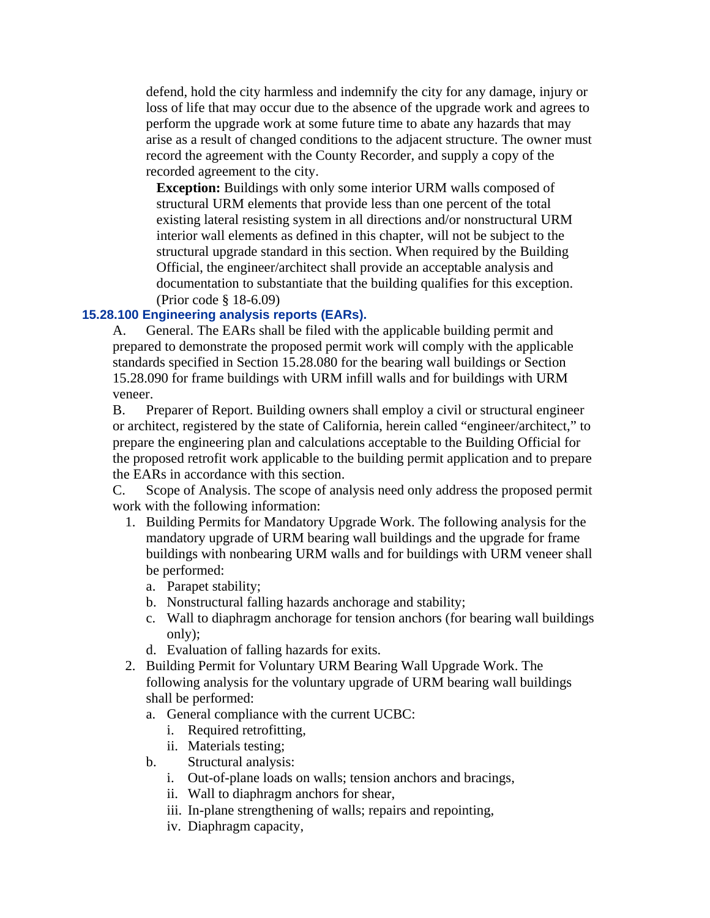defend, hold the city harmless and indemnify the city for any damage, injury or loss of life that may occur due to the absence of the upgrade work and agrees to perform the upgrade work at some future time to abate any hazards that may arise as a result of changed conditions to the adjacent structure. The owner must record the agreement with the County Recorder, and supply a copy of the recorded agreement to the city.

**Exception:** Buildings with only some interior URM walls composed of structural URM elements that provide less than one percent of the total existing lateral resisting system in all directions and/or nonstructural URM interior wall elements as defined in this chapter, will not be subject to the structural upgrade standard in this section. When required by the Building Official, the engineer/architect shall provide an acceptable analysis and documentation to substantiate that the building qualifies for this exception. (Prior code § 18-6.09)

### 15.28.100 Engineering analysis reports (EARs).

A. General. The EARs shall be filed with the applicable building permit and prepared to demonstrate the proposed permit work will comply with the applicable standards specified in Section 15.28.080 for the bearing wall buildings or Section 15.28.090 for frame buildings with URM infill walls and for buildings with URM veneer.

B. Preparer of Report. Building owners shall employ a civil or structural engineer or architect, registered by the state of California, herein called "engineer/architect," to prepare the engineering plan and calculations acceptable to the Building Official for the proposed retrofit work applicable to the building permit application and to prepare the EARs in accordance with this section.

C. Scope of Analysis. The scope of analysis need only address the proposed permit work with the following information:

1. Building Permits for Mandatory Upgrade Work. The following analysis for the mandatory upgrade of URM bearing wall buildings and the upgrade for frame buildings with nonbearing URM walls and for buildings with URM veneer shall be performed:
   a. Parapet stability;
   b. Nonstructural falling hazards anchorage and stability;
   c. Wall to diaphragm anchorage for tension anchors (for bearing wall buildings only);
   d. Evaluation of falling hazards for exits.
2. Building Permit for Voluntary URM Bearing Wall Upgrade Work. The following analysis for the voluntary upgrade of URM bearing wall buildings shall be performed:
   a. General compliance with the current UCBC:
      i. Required retrofitting,
      ii. Materials testing;
   b. Structural analysis:
      i. Out-of-plane loads on walls; tension anchors and bracings,
      ii. Wall to diaphragm anchors for shear,
      iii. In-plane strengthening of walls; repairs and repointing,
      iv. Diaphragm capacity,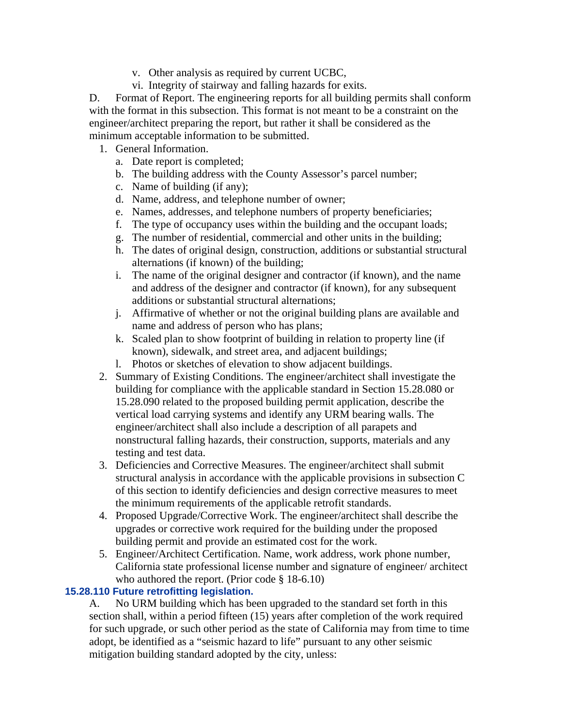v. Other analysis as required by current UCBC,

vi. Integrity of stairway and falling hazards for exits.

D. Format of Report. The engineering reports for all building permits shall conform with the format in this subsection. This format is not meant to be a constraint on the engineer/architect preparing the report, but rather it shall be considered as the minimum acceptable information to be submitted.

1. General Information.
   a. Date report is completed;
   b. The building address with the County Assessor's parcel number;
   c. Name of building (if any);
   d. Name, address, and telephone number of owner;
   e. Names, addresses, and telephone numbers of property beneficiaries;
   f. The type of occupancy uses within the building and the occupant loads;
   g. The number of residential, commercial and other units in the building;
   h. The dates of original design, construction, additions or substantial structural alternations (if known) of the building;
   i. The name of the original designer and contractor (if known), and the name and address of the designer and contractor (if known), for any subsequent additions or substantial structural alternations;
   j. Affirmative of whether or not the original building plans are available and name and address of person who has plans;
   k. Scaled plan to show footprint of building in relation to property line (if known), sidewalk, and street area, and adjacent buildings;
   l. Photos or sketches of elevation to show adjacent buildings.
2. Summary of Existing Conditions. The engineer/architect shall investigate the building for compliance with the applicable standard in Section 15.28.080 or 15.28.090 related to the proposed building permit application, describe the vertical load carrying systems and identify any URM bearing walls. The engineer/architect shall also include a description of all parapets and nonstructural falling hazards, their construction, supports, materials and any testing and test data.
3. Deficiencies and Corrective Measures. The engineer/architect shall submit structural analysis in accordance with the applicable provisions in subsection C of this section to identify deficiencies and design corrective measures to meet the minimum requirements of the applicable retrofit standards.
4. Proposed Upgrade/Corrective Work. The engineer/architect shall describe the upgrades or corrective work required for the building under the proposed building permit and provide an estimated cost for the work.
5. Engineer/Architect Certification. Name, work address, work phone number, California state professional license number and signature of engineer/ architect who authored the report. (Prior code § 18-6.10)

### 15.28.110 Future retrofitting legislation.

A. No URM building which has been upgraded to the standard set forth in this section shall, within a period fifteen (15) years after completion of the work required for such upgrade, or such other period as the state of California may from time to time adopt, be identified as a "seismic hazard to life" pursuant to any other seismic mitigation building standard adopted by the city, unless: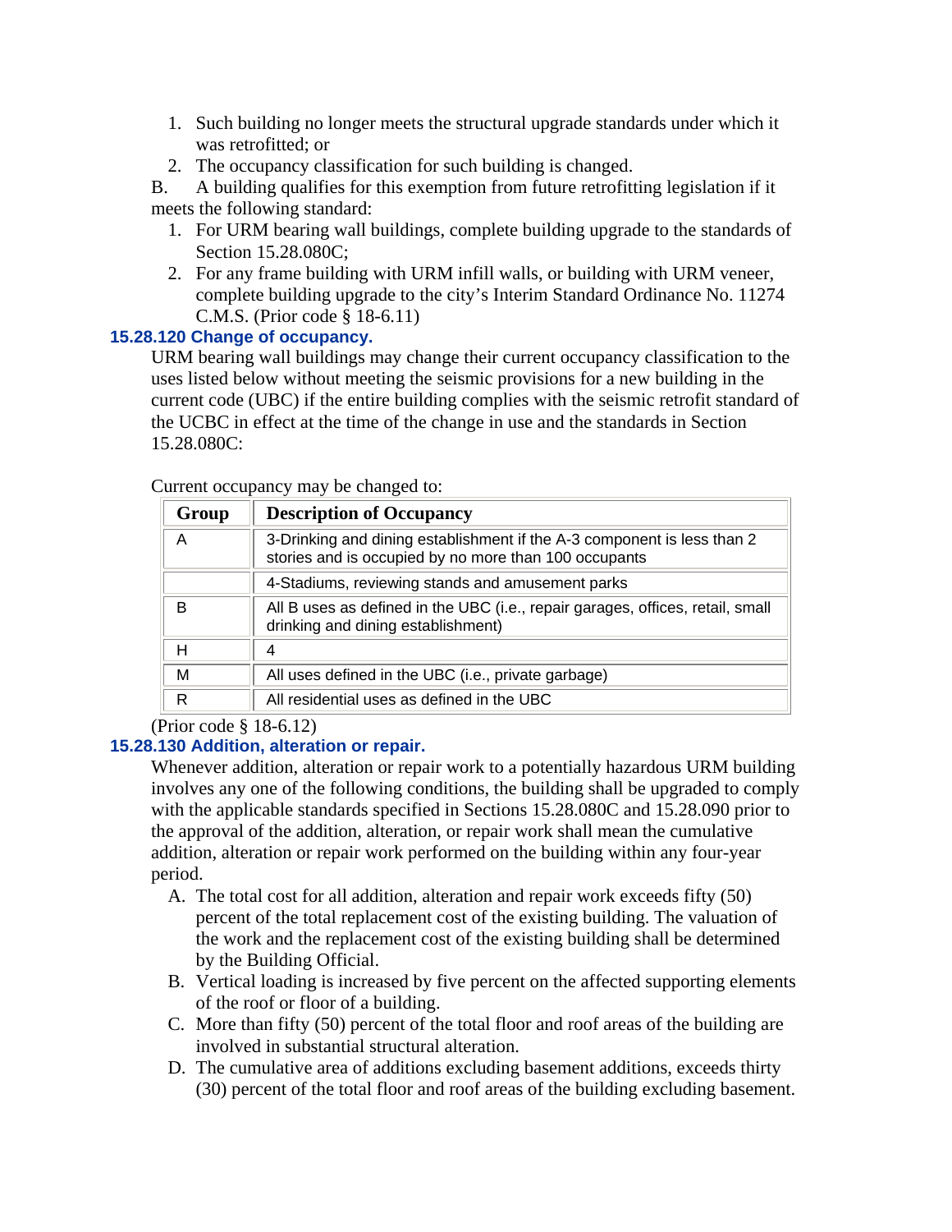1. Such building no longer meets the structural upgrade standards under which it was retrofitted; or
2. The occupancy classification for such building is changed.

B. A building qualifies for this exemption from future retrofitting legislation if it meets the following standard:

1. For URM bearing wall buildings, complete building upgrade to the standards of Section 15.28.080C;
2. For any frame building with URM infill walls, or building with URM veneer, complete building upgrade to the city's Interim Standard Ordinance No. 11274 C.M.S. (Prior code § 18-6.11)

### 15.28.120 Change of occupancy.

URM bearing wall buildings may change their current occupancy classification to the uses listed below without meeting the seismic provisions for a new building in the current code (UBC) if the entire building complies with the seismic retrofit standard of the UCBC in effect at the time of the change in use and the standards in Section 15.28.080C:

Current occupancy may be changed to:

| Group | Description of Occupancy |
|---|---|
| A | 3-Drinking and dining establishment if the A-3 component is less than 2 stories and is occupied by no more than 100 occupants |
| | 4-Stadiums, reviewing stands and amusement parks |
| B | All B uses as defined in the UBC (i.e., repair garages, offices, retail, small drinking and dining establishment) |
| H | 4 |
| M | All uses defined in the UBC (i.e., private garbage) |
| R | All residential uses as defined in the UBC |

(Prior code § 18-6.12)

### 15.28.130 Addition, alteration or repair.

Whenever addition, alteration or repair work to a potentially hazardous URM building involves any one of the following conditions, the building shall be upgraded to comply with the applicable standards specified in Sections 15.28.080C and 15.28.090 prior to the approval of the addition, alteration, or repair work shall mean the cumulative addition, alteration or repair work performed on the building within any four-year period.

A. The total cost for all addition, alteration and repair work exceeds fifty (50) percent of the total replacement cost of the existing building. The valuation of the work and the replacement cost of the existing building shall be determined by the Building Official.

B. Vertical loading is increased by five percent on the affected supporting elements of the roof or floor of a building.

C. More than fifty (50) percent of the total floor and roof areas of the building are involved in substantial structural alteration.

D. The cumulative area of additions excluding basement additions, exceeds thirty (30) percent of the total floor and roof areas of the building excluding basement.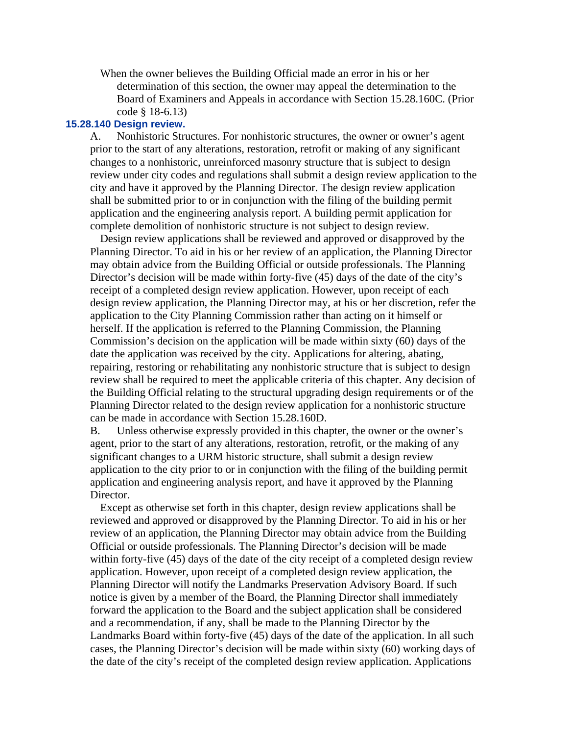When the owner believes the Building Official made an error in his or her determination of this section, the owner may appeal the determination to the Board of Examiners and Appeals in accordance with Section 15.28.160C. (Prior code § 18-6.13)

### 15.28.140 Design review.

A. Nonhistoric Structures. For nonhistoric structures, the owner or owner's agent prior to the start of any alterations, restoration, retrofit or making of any significant changes to a nonhistoric, unreinforced masonry structure that is subject to design review under city codes and regulations shall submit a design review application to the city and have it approved by the Planning Director. The design review application shall be submitted prior to or in conjunction with the filing of the building permit application and the engineering analysis report. A building permit application for complete demolition of nonhistoric structure is not subject to design review.

Design review applications shall be reviewed and approved or disapproved by the Planning Director. To aid in his or her review of an application, the Planning Director may obtain advice from the Building Official or outside professionals. The Planning Director's decision will be made within forty-five (45) days of the date of the city's receipt of a completed design review application. However, upon receipt of each design review application, the Planning Director may, at his or her discretion, refer the application to the City Planning Commission rather than acting on it himself or herself. If the application is referred to the Planning Commission, the Planning Commission's decision on the application will be made within sixty (60) days of the date the application was received by the city. Applications for altering, abating, repairing, restoring or rehabilitating any nonhistoric structure that is subject to design review shall be required to meet the applicable criteria of this chapter. Any decision of the Building Official relating to the structural upgrading design requirements or of the Planning Director related to the design review application for a nonhistoric structure can be made in accordance with Section 15.28.160D.

B. Unless otherwise expressly provided in this chapter, the owner or the owner's agent, prior to the start of any alterations, restoration, retrofit, or the making of any significant changes to a URM historic structure, shall submit a design review application to the city prior to or in conjunction with the filing of the building permit application and engineering analysis report, and have it approved by the Planning Director.

Except as otherwise set forth in this chapter, design review applications shall be reviewed and approved or disapproved by the Planning Director. To aid in his or her review of an application, the Planning Director may obtain advice from the Building Official or outside professionals. The Planning Director's decision will be made within forty-five (45) days of the date of the city receipt of a completed design review application. However, upon receipt of a completed design review application, the Planning Director will notify the Landmarks Preservation Advisory Board. If such notice is given by a member of the Board, the Planning Director shall immediately forward the application to the Board and the subject application shall be considered and a recommendation, if any, shall be made to the Planning Director by the Landmarks Board within forty-five (45) days of the date of the application. In all such cases, the Planning Director's decision will be made within sixty (60) working days of the date of the city's receipt of the completed design review application. Applications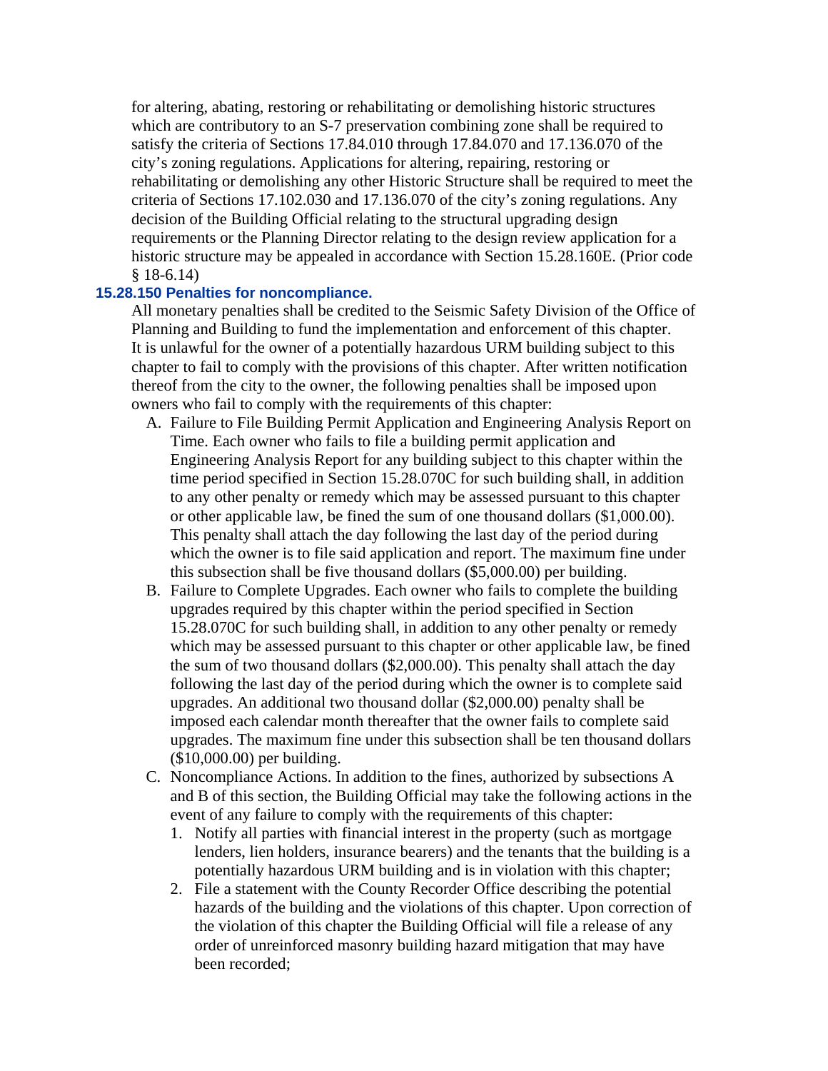for altering, abating, restoring or rehabilitating or demolishing historic structures which are contributory to an S-7 preservation combining zone shall be required to satisfy the criteria of Sections 17.84.010 through 17.84.070 and 17.136.070 of the city's zoning regulations. Applications for altering, repairing, restoring or rehabilitating or demolishing any other Historic Structure shall be required to meet the criteria of Sections 17.102.030 and 17.136.070 of the city's zoning regulations. Any decision of the Building Official relating to the structural upgrading design requirements or the Planning Director relating to the design review application for a historic structure may be appealed in accordance with Section 15.28.160E. (Prior code § 18-6.14)

### 15.28.150 Penalties for noncompliance.

All monetary penalties shall be credited to the Seismic Safety Division of the Office of Planning and Building to fund the implementation and enforcement of this chapter. It is unlawful for the owner of a potentially hazardous URM building subject to this chapter to fail to comply with the provisions of this chapter. After written notification thereof from the city to the owner, the following penalties shall be imposed upon owners who fail to comply with the requirements of this chapter:

A. Failure to File Building Permit Application and Engineering Analysis Report on Time. Each owner who fails to file a building permit application and Engineering Analysis Report for any building subject to this chapter within the time period specified in Section 15.28.070C for such building shall, in addition to any other penalty or remedy which may be assessed pursuant to this chapter or other applicable law, be fined the sum of one thousand dollars ($1,000.00). This penalty shall attach the day following the last day of the period during which the owner is to file said application and report. The maximum fine under this subsection shall be five thousand dollars ($5,000.00) per building.

B. Failure to Complete Upgrades. Each owner who fails to complete the building upgrades required by this chapter within the period specified in Section 15.28.070C for such building shall, in addition to any other penalty or remedy which may be assessed pursuant to this chapter or other applicable law, be fined the sum of two thousand dollars ($2,000.00). This penalty shall attach the day following the last day of the period during which the owner is to complete said upgrades. An additional two thousand dollar ($2,000.00) penalty shall be imposed each calendar month thereafter that the owner fails to complete said upgrades. The maximum fine under this subsection shall be ten thousand dollars ($10,000.00) per building.

C. Noncompliance Actions. In addition to the fines, authorized by subsections A and B of this section, the Building Official may take the following actions in the event of any failure to comply with the requirements of this chapter:

   1. Notify all parties with financial interest in the property (such as mortgage lenders, lien holders, insurance bearers) and the tenants that the building is a potentially hazardous URM building and is in violation with this chapter;

   2. File a statement with the County Recorder Office describing the potential hazards of the building and the violations of this chapter. Upon correction of the violation of this chapter the Building Official will file a release of any order of unreinforced masonry building hazard mitigation that may have been recorded;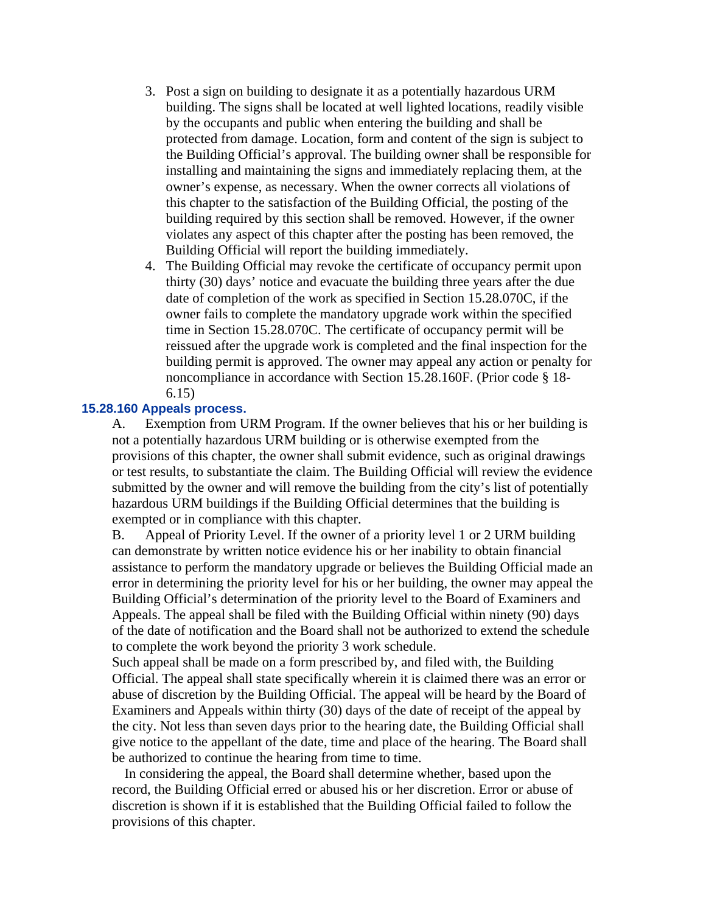3. Post a sign on building to designate it as a potentially hazardous URM building. The signs shall be located at well lighted locations, readily visible by the occupants and public when entering the building and shall be protected from damage. Location, form and content of the sign is subject to the Building Official's approval. The building owner shall be responsible for installing and maintaining the signs and immediately replacing them, at the owner's expense, as necessary. When the owner corrects all violations of this chapter to the satisfaction of the Building Official, the posting of the building required by this section shall be removed. However, if the owner violates any aspect of this chapter after the posting has been removed, the Building Official will report the building immediately.
4. The Building Official may revoke the certificate of occupancy permit upon thirty (30) days' notice and evacuate the building three years after the due date of completion of the work as specified in Section 15.28.070C, if the owner fails to complete the mandatory upgrade work within the specified time in Section 15.28.070C. The certificate of occupancy permit will be reissued after the upgrade work is completed and the final inspection for the building permit is approved. The owner may appeal any action or penalty for noncompliance in accordance with Section 15.28.160F. (Prior code § 18-6.15)

### 15.28.160 Appeals process.

A. Exemption from URM Program. If the owner believes that his or her building is not a potentially hazardous URM building or is otherwise exempted from the provisions of this chapter, the owner shall submit evidence, such as original drawings or test results, to substantiate the claim. The Building Official will review the evidence submitted by the owner and will remove the building from the city's list of potentially hazardous URM buildings if the Building Official determines that the building is exempted or in compliance with this chapter.

B. Appeal of Priority Level. If the owner of a priority level 1 or 2 URM building can demonstrate by written notice evidence his or her inability to obtain financial assistance to perform the mandatory upgrade or believes the Building Official made an error in determining the priority level for his or her building, the owner may appeal the Building Official's determination of the priority level to the Board of Examiners and Appeals. The appeal shall be filed with the Building Official within ninety (90) days of the date of notification and the Board shall not be authorized to extend the schedule to complete the work beyond the priority 3 work schedule.

Such appeal shall be made on a form prescribed by, and filed with, the Building Official. The appeal shall state specifically wherein it is claimed there was an error or abuse of discretion by the Building Official. The appeal will be heard by the Board of Examiners and Appeals within thirty (30) days of the date of receipt of the appeal by the city. Not less than seven days prior to the hearing date, the Building Official shall give notice to the appellant of the date, time and place of the hearing. The Board shall be authorized to continue the hearing from time to time.

In considering the appeal, the Board shall determine whether, based upon the record, the Building Official erred or abused his or her discretion. Error or abuse of discretion is shown if it is established that the Building Official failed to follow the provisions of this chapter.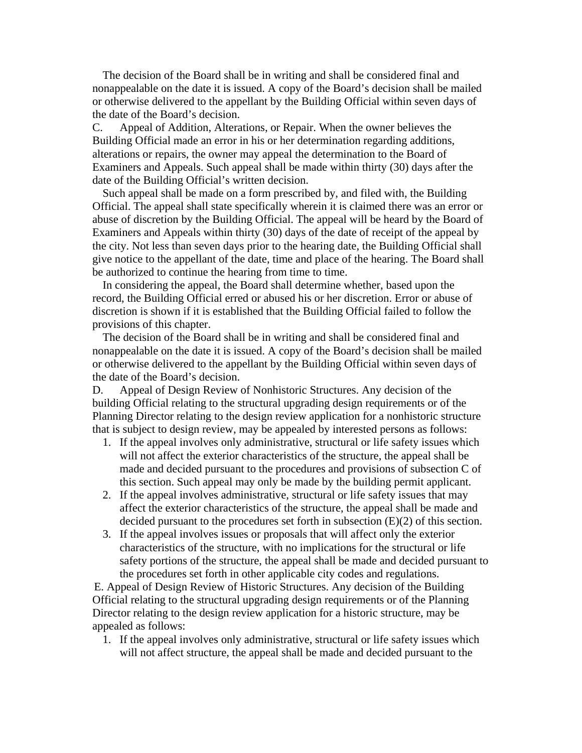The decision of the Board shall be in writing and shall be considered final and nonappealable on the date it is issued. A copy of the Board's decision shall be mailed or otherwise delivered to the appellant by the Building Official within seven days of the date of the Board's decision.

C. Appeal of Addition, Alterations, or Repair. When the owner believes the Building Official made an error in his or her determination regarding additions, alterations or repairs, the owner may appeal the determination to the Board of Examiners and Appeals. Such appeal shall be made within thirty (30) days after the date of the Building Official's written decision.

Such appeal shall be made on a form prescribed by, and filed with, the Building Official. The appeal shall state specifically wherein it is claimed there was an error or abuse of discretion by the Building Official. The appeal will be heard by the Board of Examiners and Appeals within thirty (30) days of the date of receipt of the appeal by the city. Not less than seven days prior to the hearing date, the Building Official shall give notice to the appellant of the date, time and place of the hearing. The Board shall be authorized to continue the hearing from time to time.

In considering the appeal, the Board shall determine whether, based upon the record, the Building Official erred or abused his or her discretion. Error or abuse of discretion is shown if it is established that the Building Official failed to follow the provisions of this chapter.

The decision of the Board shall be in writing and shall be considered final and nonappealable on the date it is issued. A copy of the Board's decision shall be mailed or otherwise delivered to the appellant by the Building Official within seven days of the date of the Board's decision.

D. Appeal of Design Review of Nonhistoric Structures. Any decision of the building Official relating to the structural upgrading design requirements or of the Planning Director relating to the design review application for a nonhistoric structure that is subject to design review, may be appealed by interested persons as follows:

1. If the appeal involves only administrative, structural or life safety issues which will not affect the exterior characteristics of the structure, the appeal shall be made and decided pursuant to the procedures and provisions of subsection C of this section. Such appeal may only be made by the building permit applicant.
2. If the appeal involves administrative, structural or life safety issues that may affect the exterior characteristics of the structure, the appeal shall be made and decided pursuant to the procedures set forth in subsection (E)(2) of this section.
3. If the appeal involves issues or proposals that will affect only the exterior characteristics of the structure, with no implications for the structural or life safety portions of the structure, the appeal shall be made and decided pursuant to the procedures set forth in other applicable city codes and regulations.

E. Appeal of Design Review of Historic Structures. Any decision of the Building Official relating to the structural upgrading design requirements or of the Planning Director relating to the design review application for a historic structure, may be appealed as follows:

1. If the appeal involves only administrative, structural or life safety issues which will not affect structure, the appeal shall be made and decided pursuant to the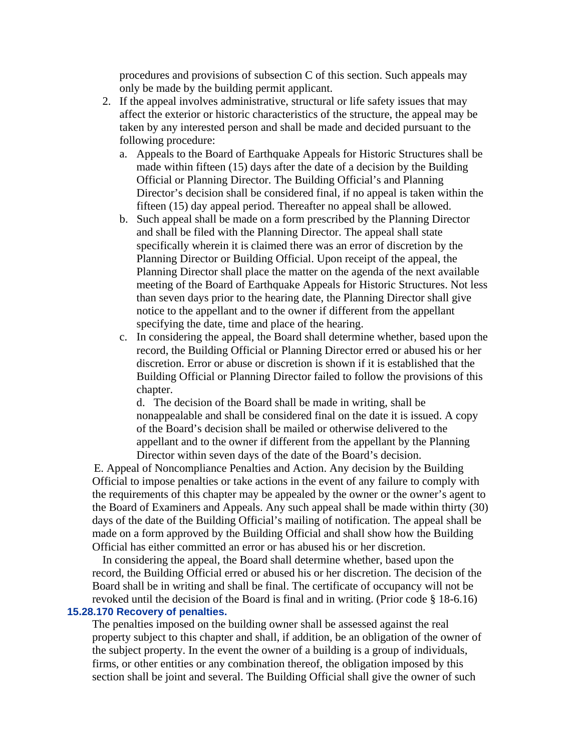procedures and provisions of subsection C of this section. Such appeals may only be made by the building permit applicant.

2. If the appeal involves administrative, structural or life safety issues that may affect the exterior or historic characteristics of the structure, the appeal may be taken by any interested person and shall be made and decided pursuant to the following procedure:
   a. Appeals to the Board of Earthquake Appeals for Historic Structures shall be made within fifteen (15) days after the date of a decision by the Building Official or Planning Director. The Building Official's and Planning Director's decision shall be considered final, if no appeal is taken within the fifteen (15) day appeal period. Thereafter no appeal shall be allowed.
   b. Such appeal shall be made on a form prescribed by the Planning Director and shall be filed with the Planning Director. The appeal shall state specifically wherein it is claimed there was an error of discretion by the Planning Director or Building Official. Upon receipt of the appeal, the Planning Director shall place the matter on the agenda of the next available meeting of the Board of Earthquake Appeals for Historic Structures. Not less than seven days prior to the hearing date, the Planning Director shall give notice to the appellant and to the owner if different from the appellant specifying the date, time and place of the hearing.
   c. In considering the appeal, the Board shall determine whether, based upon the record, the Building Official or Planning Director erred or abused his or her discretion. Error or abuse or discretion is shown if it is established that the Building Official or Planning Director failed to follow the provisions of this chapter.

      d. The decision of the Board shall be made in writing, shall be nonappealable and shall be considered final on the date it is issued. A copy of the Board's decision shall be mailed or otherwise delivered to the appellant and to the owner if different from the appellant by the Planning Director within seven days of the date of the Board's decision.

E. Appeal of Noncompliance Penalties and Action. Any decision by the Building Official to impose penalties or take actions in the event of any failure to comply with the requirements of this chapter may be appealed by the owner or the owner's agent to the Board of Examiners and Appeals. Any such appeal shall be made within thirty (30) days of the date of the Building Official's mailing of notification. The appeal shall be made on a form approved by the Building Official and shall show how the Building Official has either committed an error or has abused his or her discretion.

In considering the appeal, the Board shall determine whether, based upon the record, the Building Official erred or abused his or her discretion. The decision of the Board shall be in writing and shall be final. The certificate of occupancy will not be revoked until the decision of the Board is final and in writing. (Prior code § 18-6.16)

### 15.28.170 Recovery of penalties.

The penalties imposed on the building owner shall be assessed against the real property subject to this chapter and shall, if addition, be an obligation of the owner of the subject property. In the event the owner of a building is a group of individuals, firms, or other entities or any combination thereof, the obligation imposed by this section shall be joint and several. The Building Official shall give the owner of such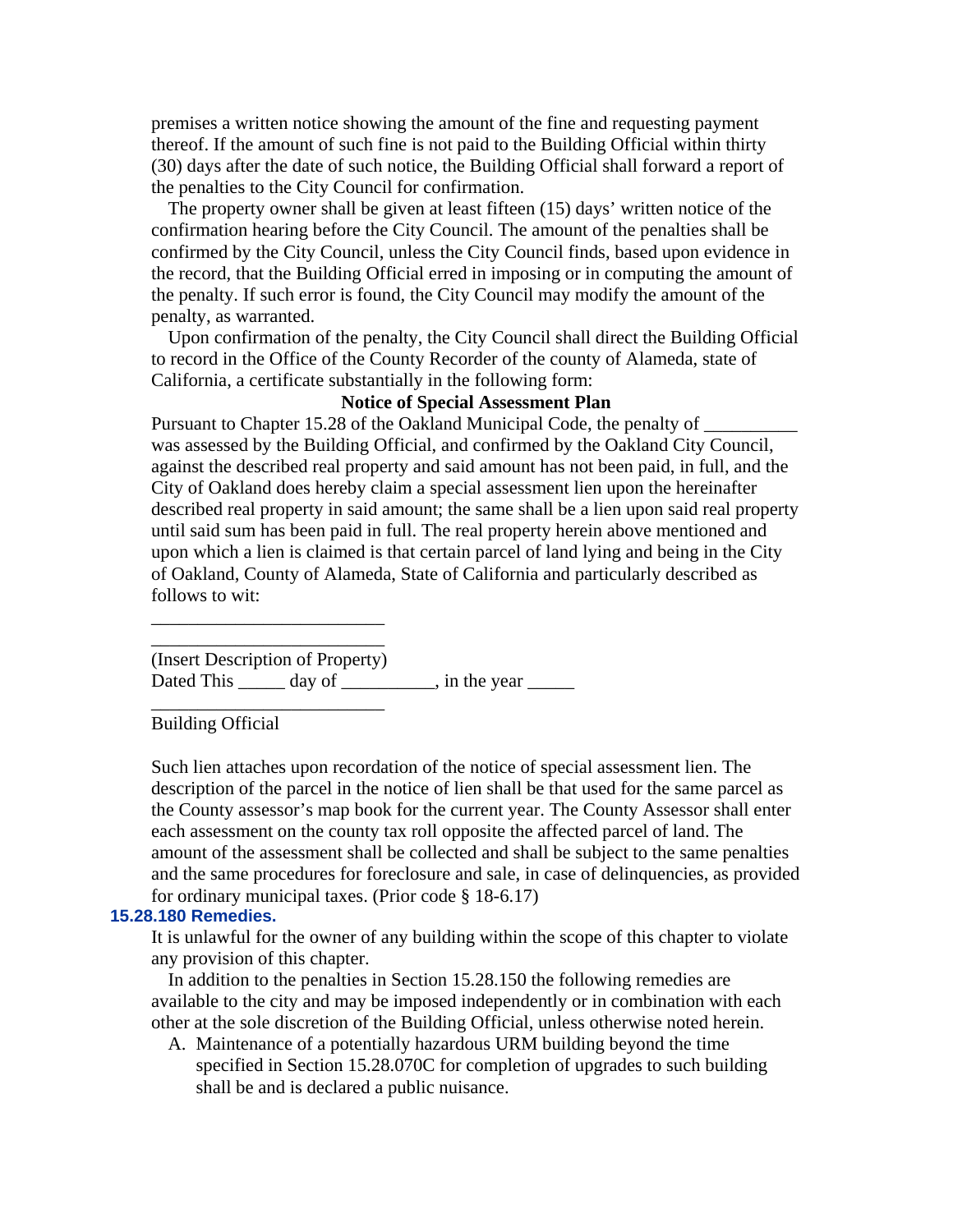premises a written notice showing the amount of the fine and requesting payment thereof. If the amount of such fine is not paid to the Building Official within thirty (30) days after the date of such notice, the Building Official shall forward a report of the penalties to the City Council for confirmation.

The property owner shall be given at least fifteen (15) days' written notice of the confirmation hearing before the City Council. The amount of the penalties shall be confirmed by the City Council, unless the City Council finds, based upon evidence in the record, that the Building Official erred in imposing or in computing the amount of the penalty. If such error is found, the City Council may modify the amount of the penalty, as warranted.

Upon confirmation of the penalty, the City Council shall direct the Building Official to record in the Office of the County Recorder of the county of Alameda, state of California, a certificate substantially in the following form:

**Notice of Special Assessment Plan**

Pursuant to Chapter 15.28 of the Oakland Municipal Code, the penalty of __________ was assessed by the Building Official, and confirmed by the Oakland City Council, against the described real property and said amount has not been paid, in full, and the City of Oakland does hereby claim a special assessment lien upon the hereinafter described real property in said amount; the same shall be a lien upon said real property until said sum has been paid in full. The real property herein above mentioned and upon which a lien is claimed is that certain parcel of land lying and being in the City of Oakland, County of Alameda, State of California and particularly described as follows to wit:

_________________________

_________________________

(Insert Description of Property)

Dated This _____ day of __________, in the year _____

_________________________

Building Official

Such lien attaches upon recordation of the notice of special assessment lien. The description of the parcel in the notice of lien shall be that used for the same parcel as the County assessor's map book for the current year. The County Assessor shall enter each assessment on the county tax roll opposite the affected parcel of land. The amount of the assessment shall be collected and shall be subject to the same penalties and the same procedures for foreclosure and sale, in case of delinquencies, as provided for ordinary municipal taxes. (Prior code § 18-6.17)

### 15.28.180 Remedies.

It is unlawful for the owner of any building within the scope of this chapter to violate any provision of this chapter.

In addition to the penalties in Section 15.28.150 the following remedies are available to the city and may be imposed independently or in combination with each other at the sole discretion of the Building Official, unless otherwise noted herein.

A. Maintenance of a potentially hazardous URM building beyond the time specified in Section 15.28.070C for completion of upgrades to such building shall be and is declared a public nuisance.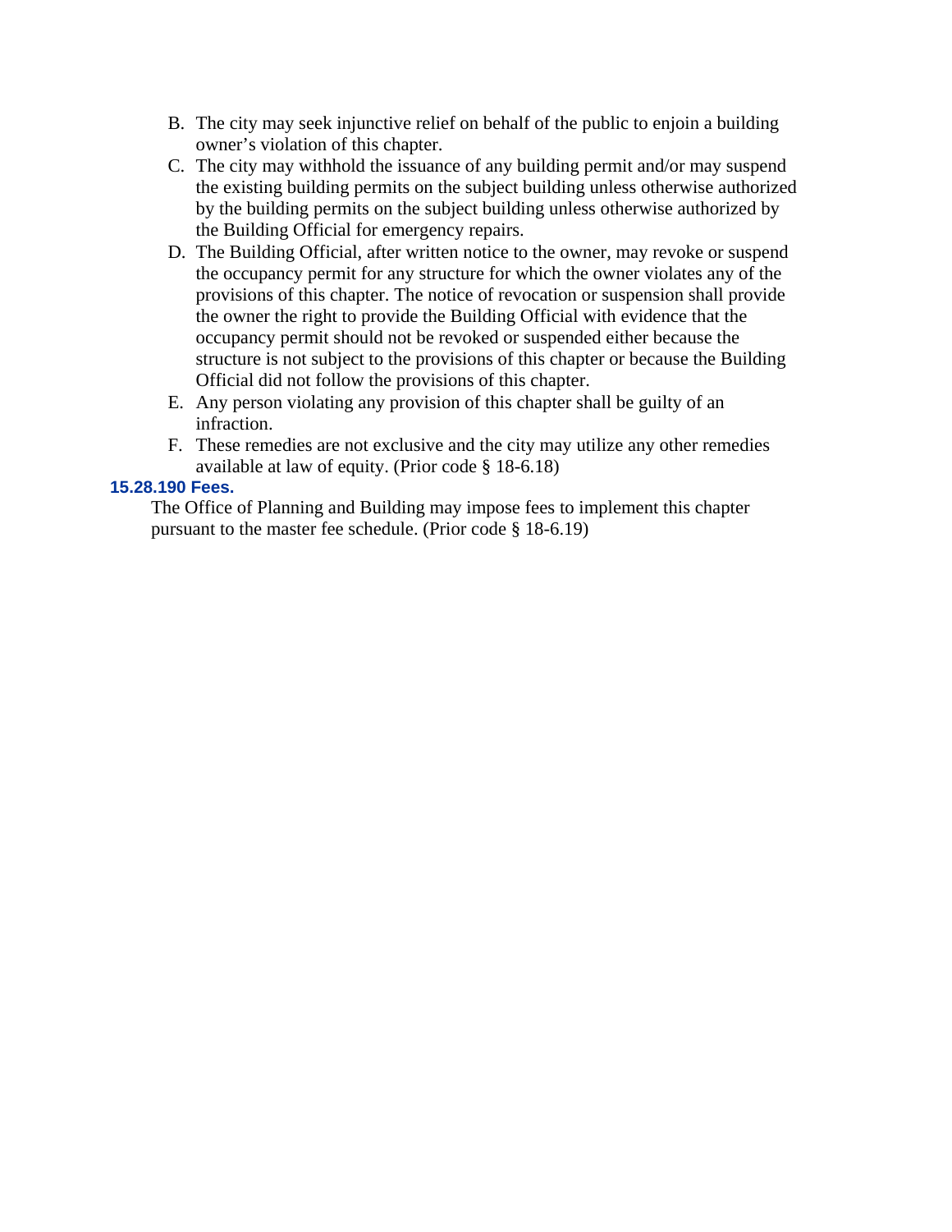B. The city may seek injunctive relief on behalf of the public to enjoin a building owner's violation of this chapter.
C. The city may withhold the issuance of any building permit and/or may suspend the existing building permits on the subject building unless otherwise authorized by the building permits on the subject building unless otherwise authorized by the Building Official for emergency repairs.
D. The Building Official, after written notice to the owner, may revoke or suspend the occupancy permit for any structure for which the owner violates any of the provisions of this chapter. The notice of revocation or suspension shall provide the owner the right to provide the Building Official with evidence that the occupancy permit should not be revoked or suspended either because the structure is not subject to the provisions of this chapter or because the Building Official did not follow the provisions of this chapter.
E. Any person violating any provision of this chapter shall be guilty of an infraction.
F. These remedies are not exclusive and the city may utilize any other remedies available at law of equity. (Prior code § 18-6.18)

### 15.28.190 Fees.

The Office of Planning and Building may impose fees to implement this chapter pursuant to the master fee schedule. (Prior code § 18-6.19)